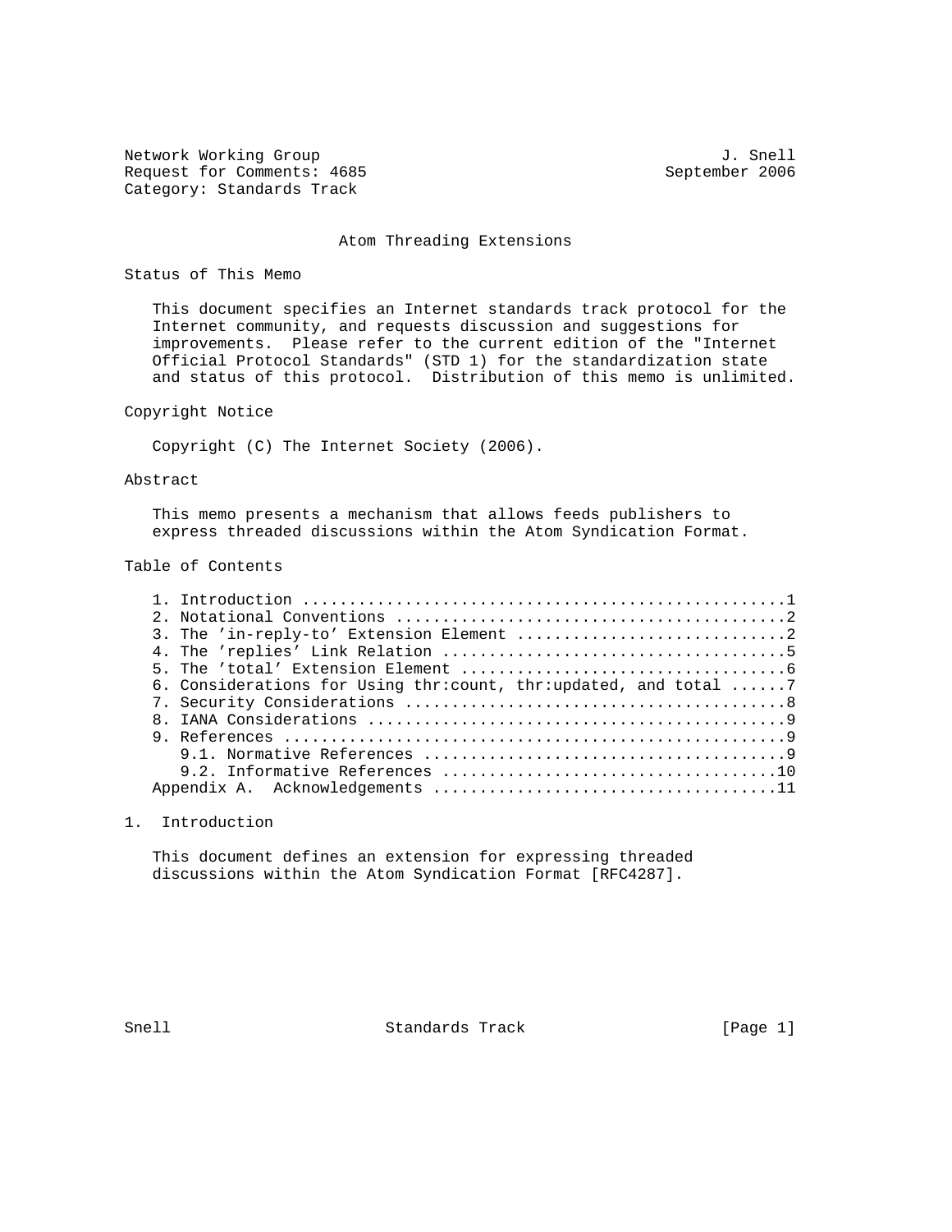Network Working Group J. Snell
Request for Comments: 4685 September 2006
Category: Standards Track

# Atom Threading Extensions

## Status of This Memo

This document specifies an Internet standards track protocol for the Internet community, and requests discussion and suggestions for improvements. Please refer to the current edition of the "Internet Official Protocol Standards" (STD 1) for the standardization state and status of this protocol. Distribution of this memo is unlimited.

## Copyright Notice

Copyright (C) The Internet Society (2006).

## Abstract

This memo presents a mechanism that allows feeds publishers to express threaded discussions within the Atom Syndication Format.

## Table of Contents

1. Introduction ....................................................1
2. Notational Conventions ..........................................2
3. The 'in-reply-to' Extension Element .............................2
4. The 'replies' Link Relation .....................................5
5. The 'total' Extension Element ...................................6
6. Considerations for Using thr:count, thr:updated, and total ......7
7. Security Considerations .........................................8
8. IANA Considerations .............................................9
9. References ......................................................9
   9.1. Normative References .......................................9
   9.2. Informative References ....................................10

Appendix A. Acknowledgements ......................................11

## 1. Introduction

This document defines an extension for expressing threaded discussions within the Atom Syndication Format [RFC4287].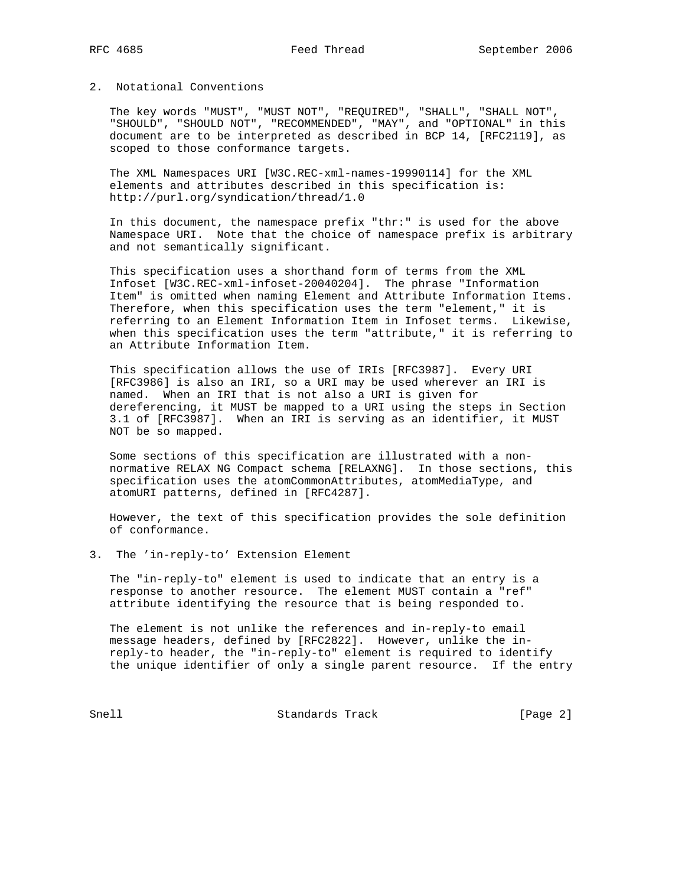## 2. Notational Conventions

The key words "MUST", "MUST NOT", "REQUIRED", "SHALL", "SHALL NOT", "SHOULD", "SHOULD NOT", "RECOMMENDED", "MAY", and "OPTIONAL" in this document are to be interpreted as described in BCP 14, [RFC2119], as scoped to those conformance targets.

The XML Namespaces URI [W3C.REC-xml-names-19990114] for the XML elements and attributes described in this specification is: http://purl.org/syndication/thread/1.0

In this document, the namespace prefix "thr:" is used for the above Namespace URI. Note that the choice of namespace prefix is arbitrary and not semantically significant.

This specification uses a shorthand form of terms from the XML Infoset [W3C.REC-xml-infoset-20040204]. The phrase "Information Item" is omitted when naming Element and Attribute Information Items. Therefore, when this specification uses the term "element," it is referring to an Element Information Item in Infoset terms. Likewise, when this specification uses the term "attribute," it is referring to an Attribute Information Item.

This specification allows the use of IRIs [RFC3987]. Every URI [RFC3986] is also an IRI, so a URI may be used wherever an IRI is named. When an IRI that is not also a URI is given for dereferencing, it MUST be mapped to a URI using the steps in Section 3.1 of [RFC3987]. When an IRI is serving as an identifier, it MUST NOT be so mapped.

Some sections of this specification are illustrated with a non-normative RELAX NG Compact schema [RELAXNG]. In those sections, this specification uses the atomCommonAttributes, atomMediaType, and atomURI patterns, defined in [RFC4287].

However, the text of this specification provides the sole definition of conformance.

## 3. The 'in-reply-to' Extension Element

The "in-reply-to" element is used to indicate that an entry is a response to another resource. The element MUST contain a "ref" attribute identifying the resource that is being responded to.

The element is not unlike the references and in-reply-to email message headers, defined by [RFC2822]. However, unlike the in-reply-to header, the "in-reply-to" element is required to identify the unique identifier of only a single parent resource. If the entry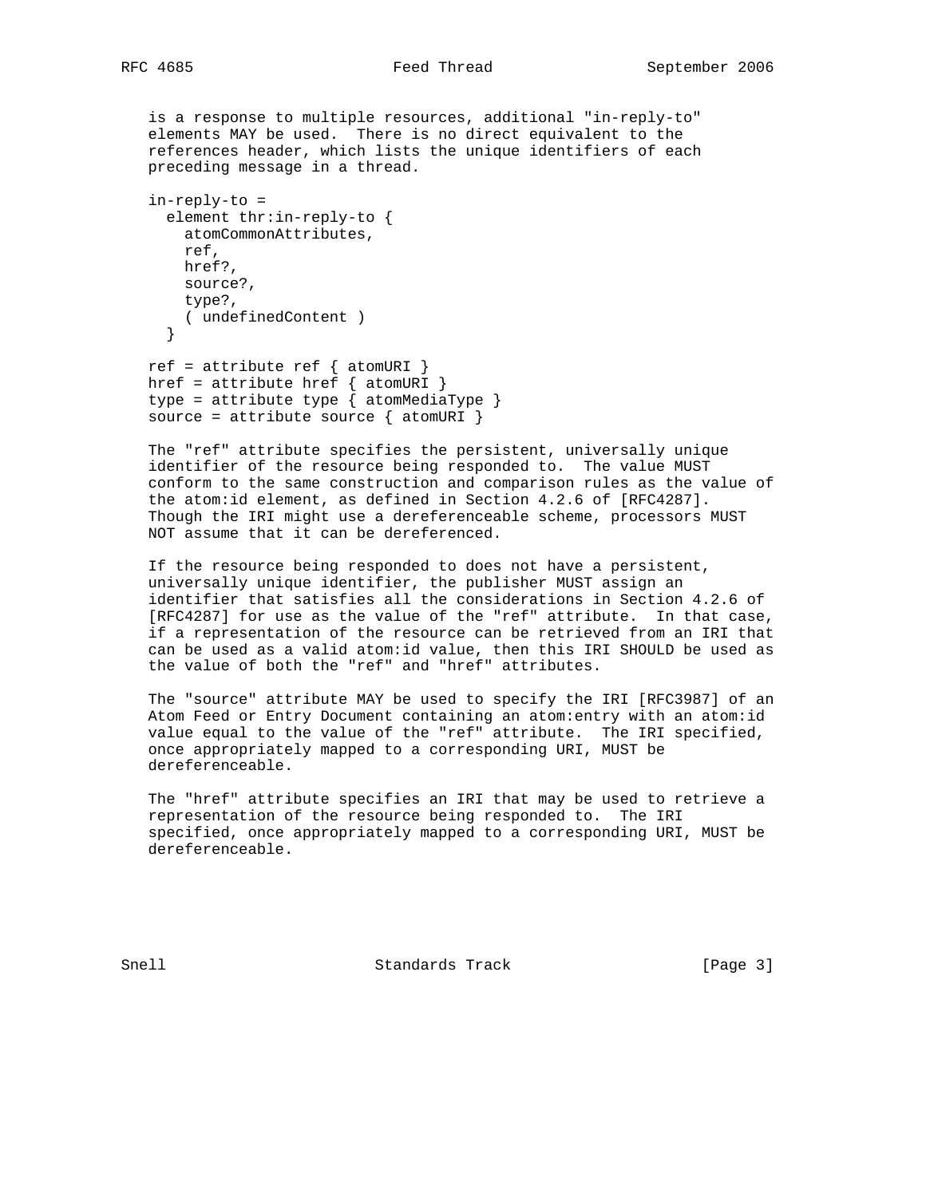is a response to multiple resources, additional "in-reply-to" elements MAY be used. There is no direct equivalent to the references header, which lists the unique identifiers of each preceding message in a thread.

```
in-reply-to =
  element thr:in-reply-to {
    atomCommonAttributes,
    ref,
    href?,
    source?,
    type?,
    ( undefinedContent )
  }

ref = attribute ref { atomURI }
href = attribute href { atomURI }
type = attribute type { atomMediaType }
source = attribute source { atomURI }
```

The "ref" attribute specifies the persistent, universally unique identifier of the resource being responded to. The value MUST conform to the same construction and comparison rules as the value of the atom:id element, as defined in Section 4.2.6 of [RFC4287]. Though the IRI might use a dereferenceable scheme, processors MUST NOT assume that it can be dereferenced.

If the resource being responded to does not have a persistent, universally unique identifier, the publisher MUST assign an identifier that satisfies all the considerations in Section 4.2.6 of [RFC4287] for use as the value of the "ref" attribute. In that case, if a representation of the resource can be retrieved from an IRI that can be used as a valid atom:id value, then this IRI SHOULD be used as the value of both the "ref" and "href" attributes.

The "source" attribute MAY be used to specify the IRI [RFC3987] of an Atom Feed or Entry Document containing an atom:entry with an atom:id value equal to the value of the "ref" attribute. The IRI specified, once appropriately mapped to a corresponding URI, MUST be dereferenceable.

The "href" attribute specifies an IRI that may be used to retrieve a representation of the resource being responded to. The IRI specified, once appropriately mapped to a corresponding URI, MUST be dereferenceable.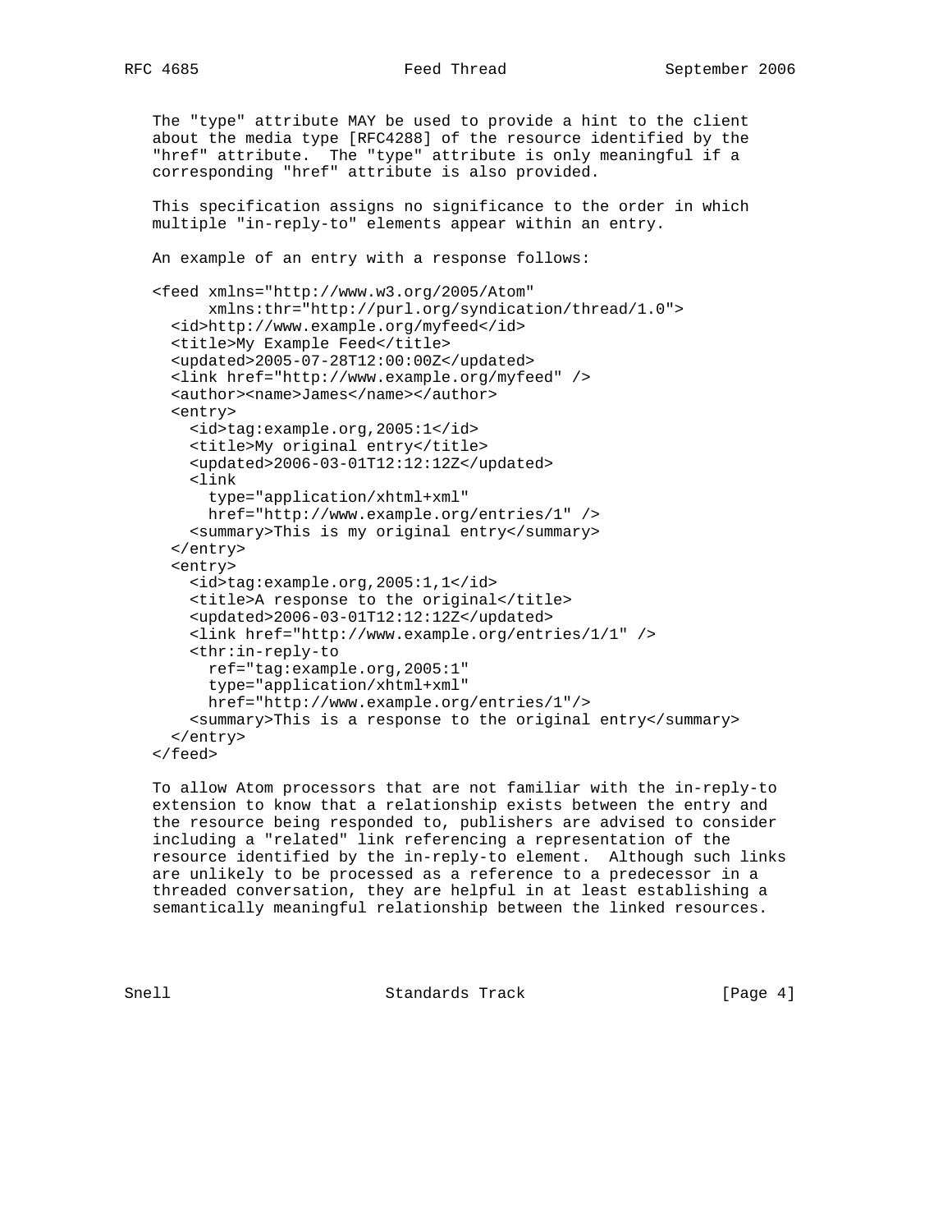The "type" attribute MAY be used to provide a hint to the client about the media type [RFC4288] of the resource identified by the "href" attribute. The "type" attribute is only meaningful if a corresponding "href" attribute is also provided.

This specification assigns no significance to the order in which multiple "in-reply-to" elements appear within an entry.

An example of an entry with a response follows:

```
<feed xmlns="http://www.w3.org/2005/Atom"
      xmlns:thr="http://purl.org/syndication/thread/1.0">
  <id>http://www.example.org/myfeed</id>
  <title>My Example Feed</title>
  <updated>2005-07-28T12:00:00Z</updated>
  <link href="http://www.example.org/myfeed" />
  <author><name>James</name></author>
  <entry>
    <id>tag:example.org,2005:1</id>
    <title>My original entry</title>
    <updated>2006-03-01T12:12:12Z</updated>
    <link
      type="application/xhtml+xml"
      href="http://www.example.org/entries/1" />
    <summary>This is my original entry</summary>
  </entry>
  <entry>
    <id>tag:example.org,2005:1,1</id>
    <title>A response to the original</title>
    <updated>2006-03-01T12:12:12Z</updated>
    <link href="http://www.example.org/entries/1/1" />
    <thr:in-reply-to
      ref="tag:example.org,2005:1"
      type="application/xhtml+xml"
      href="http://www.example.org/entries/1"/>
    <summary>This is a response to the original entry</summary>
  </entry>
</feed>
```

To allow Atom processors that are not familiar with the in-reply-to extension to know that a relationship exists between the entry and the resource being responded to, publishers are advised to consider including a "related" link referencing a representation of the resource identified by the in-reply-to element. Although such links are unlikely to be processed as a reference to a predecessor in a threaded conversation, they are helpful in at least establishing a semantically meaningful relationship between the linked resources.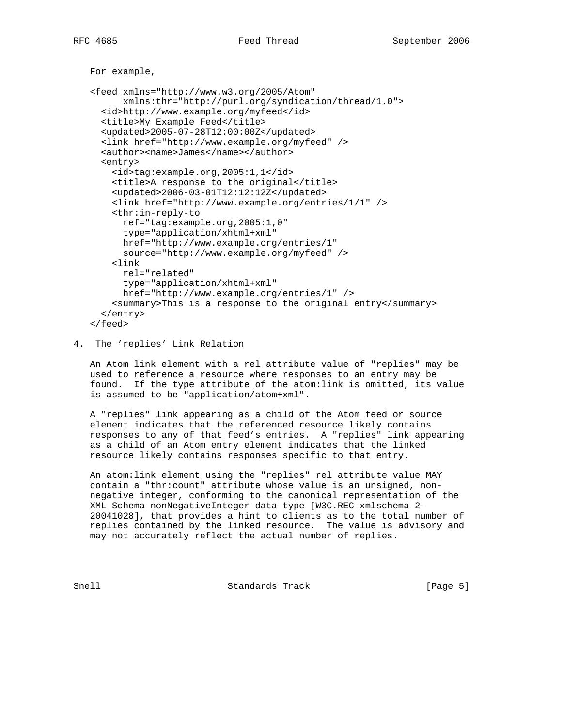For example,

```
<feed xmlns="http://www.w3.org/2005/Atom"
      xmlns:thr="http://purl.org/syndication/thread/1.0">
  <id>http://www.example.org/myfeed</id>
  <title>My Example Feed</title>
  <updated>2005-07-28T12:00:00Z</updated>
  <link href="http://www.example.org/myfeed" />
  <author><name>James</name></author>
  <entry>
    <id>tag:example.org,2005:1,1</id>
    <title>A response to the original</title>
    <updated>2006-03-01T12:12:12Z</updated>
    <link href="http://www.example.org/entries/1/1" />
    <thr:in-reply-to
      ref="tag:example.org,2005:1,0"
      type="application/xhtml+xml"
      href="http://www.example.org/entries/1"
      source="http://www.example.org/myfeed" />
    <link
      rel="related"
      type="application/xhtml+xml"
      href="http://www.example.org/entries/1" />
    <summary>This is a response to the original entry</summary>
  </entry>
</feed>
```

## 4. The 'replies' Link Relation

An Atom link element with a rel attribute value of "replies" may be used to reference a resource where responses to an entry may be found. If the type attribute of the atom:link is omitted, its value is assumed to be "application/atom+xml".

A "replies" link appearing as a child of the Atom feed or source element indicates that the referenced resource likely contains responses to any of that feed's entries. A "replies" link appearing as a child of an Atom entry element indicates that the linked resource likely contains responses specific to that entry.

An atom:link element using the "replies" rel attribute value MAY contain a "thr:count" attribute whose value is an unsigned, non-negative integer, conforming to the canonical representation of the XML Schema nonNegativeInteger data type [W3C.REC-xmlschema-2-20041028], that provides a hint to clients as to the total number of replies contained by the linked resource. The value is advisory and may not accurately reflect the actual number of replies.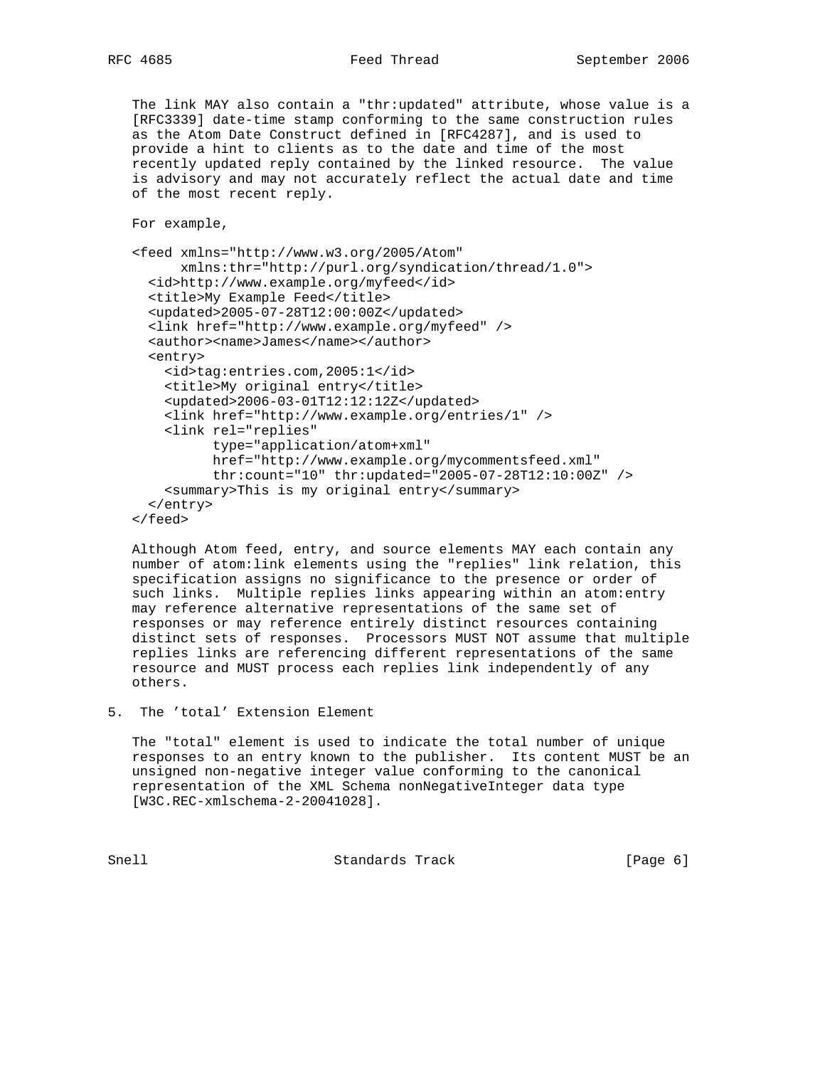The link MAY also contain a "thr:updated" attribute, whose value is a [RFC3339] date-time stamp conforming to the same construction rules as the Atom Date Construct defined in [RFC4287], and is used to provide a hint to clients as to the date and time of the most recently updated reply contained by the linked resource. The value is advisory and may not accurately reflect the actual date and time of the most recent reply.

For example,

```
<feed xmlns="http://www.w3.org/2005/Atom"
      xmlns:thr="http://purl.org/syndication/thread/1.0">
  <id>http://www.example.org/myfeed</id>
  <title>My Example Feed</title>
  <updated>2005-07-28T12:00:00Z</updated>
  <link href="http://www.example.org/myfeed" />
  <author><name>James</name></author>
  <entry>
    <id>tag:entries.com,2005:1</id>
    <title>My original entry</title>
    <updated>2006-03-01T12:12:12Z</updated>
    <link href="http://www.example.org/entries/1" />
    <link rel="replies"
          type="application/atom+xml"
          href="http://www.example.org/mycommentsfeed.xml"
          thr:count="10" thr:updated="2005-07-28T12:10:00Z" />
    <summary>This is my original entry</summary>
  </entry>
</feed>
```

Although Atom feed, entry, and source elements MAY each contain any number of atom:link elements using the "replies" link relation, this specification assigns no significance to the presence or order of such links. Multiple replies links appearing within an atom:entry may reference alternative representations of the same set of responses or may reference entirely distinct resources containing distinct sets of responses. Processors MUST NOT assume that multiple replies links are referencing different representations of the same resource and MUST process each replies link independently of any others.

## 5. The 'total' Extension Element

The "total" element is used to indicate the total number of unique responses to an entry known to the publisher. Its content MUST be an unsigned non-negative integer value conforming to the canonical representation of the XML Schema nonNegativeInteger data type [W3C.REC-xmlschema-2-20041028].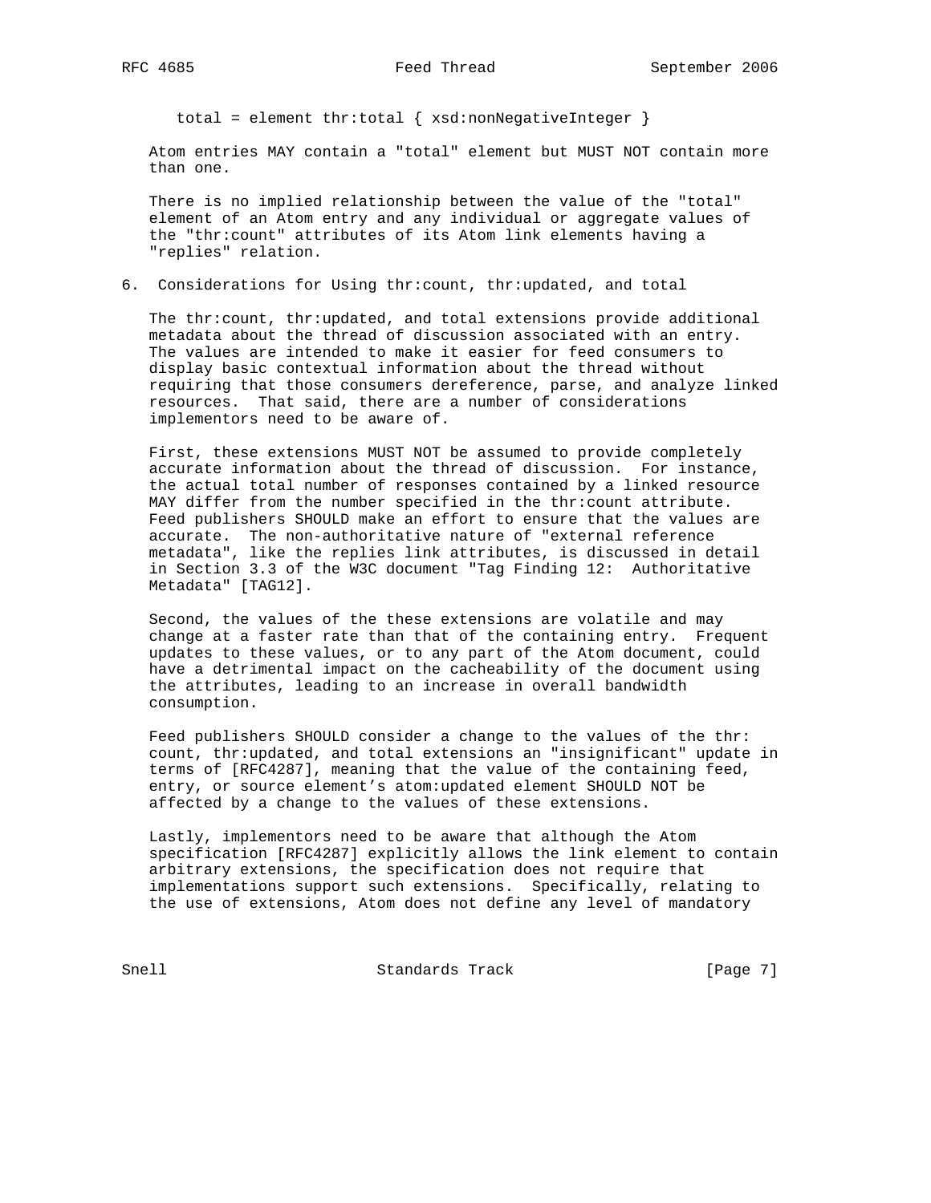```
total = element thr:total { xsd:nonNegativeInteger }
```

Atom entries MAY contain a "total" element but MUST NOT contain more than one.

There is no implied relationship between the value of the "total" element of an Atom entry and any individual or aggregate values of the "thr:count" attributes of its Atom link elements having a "replies" relation.

## 6. Considerations for Using thr:count, thr:updated, and total

The thr:count, thr:updated, and total extensions provide additional metadata about the thread of discussion associated with an entry. The values are intended to make it easier for feed consumers to display basic contextual information about the thread without requiring that those consumers dereference, parse, and analyze linked resources. That said, there are a number of considerations implementors need to be aware of.

First, these extensions MUST NOT be assumed to provide completely accurate information about the thread of discussion. For instance, the actual total number of responses contained by a linked resource MAY differ from the number specified in the thr:count attribute. Feed publishers SHOULD make an effort to ensure that the values are accurate. The non-authoritative nature of "external reference metadata", like the replies link attributes, is discussed in detail in Section 3.3 of the W3C document "Tag Finding 12: Authoritative Metadata" [TAG12].

Second, the values of the these extensions are volatile and may change at a faster rate than that of the containing entry. Frequent updates to these values, or to any part of the Atom document, could have a detrimental impact on the cacheability of the document using the attributes, leading to an increase in overall bandwidth consumption.

Feed publishers SHOULD consider a change to the values of the thr:count, thr:updated, and total extensions an "insignificant" update in terms of [RFC4287], meaning that the value of the containing feed, entry, or source element's atom:updated element SHOULD NOT be affected by a change to the values of these extensions.

Lastly, implementors need to be aware that although the Atom specification [RFC4287] explicitly allows the link element to contain arbitrary extensions, the specification does not require that implementations support such extensions. Specifically, relating to the use of extensions, Atom does not define any level of mandatory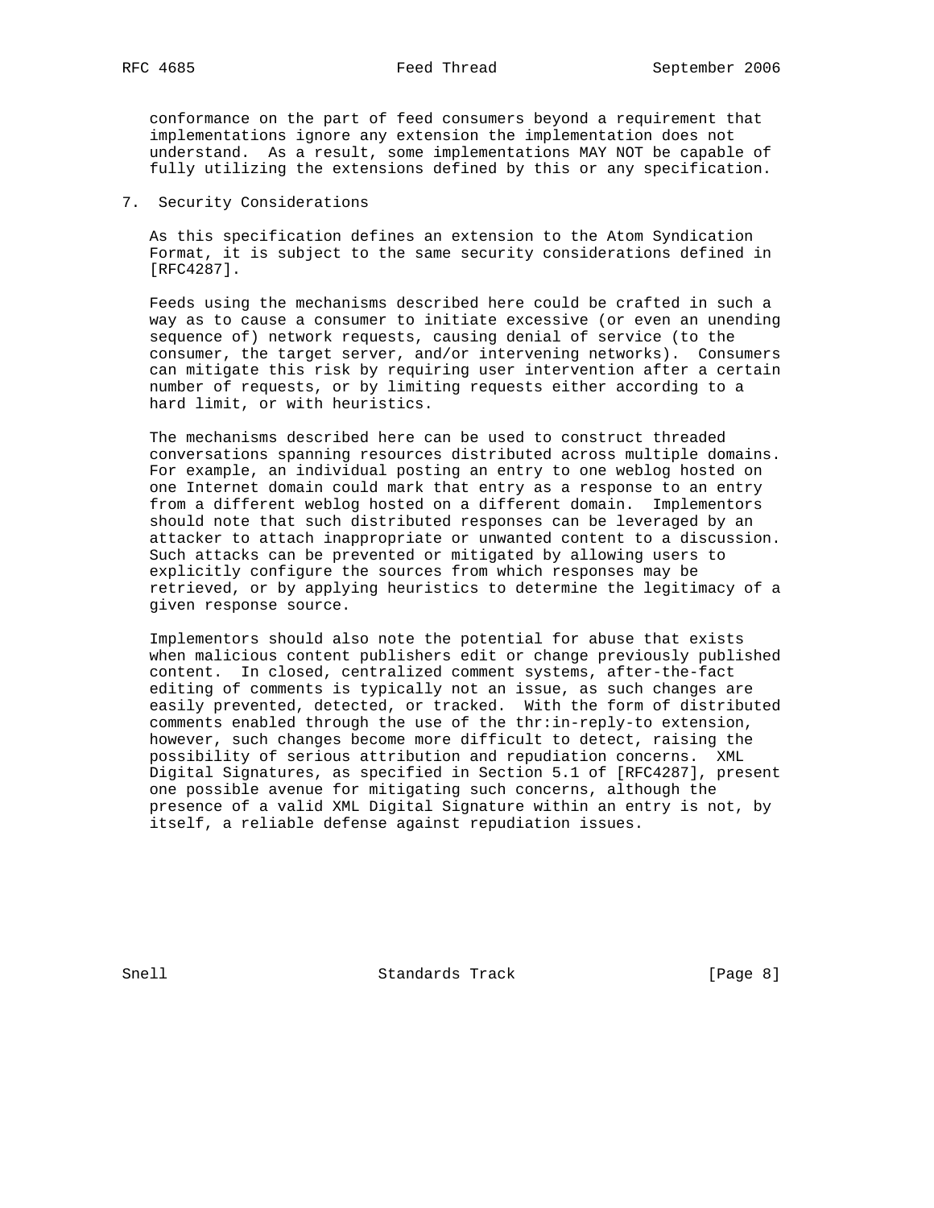conformance on the part of feed consumers beyond a requirement that implementations ignore any extension the implementation does not understand. As a result, some implementations MAY NOT be capable of fully utilizing the extensions defined by this or any specification.

## 7. Security Considerations

As this specification defines an extension to the Atom Syndication Format, it is subject to the same security considerations defined in [RFC4287].

Feeds using the mechanisms described here could be crafted in such a way as to cause a consumer to initiate excessive (or even an unending sequence of) network requests, causing denial of service (to the consumer, the target server, and/or intervening networks). Consumers can mitigate this risk by requiring user intervention after a certain number of requests, or by limiting requests either according to a hard limit, or with heuristics.

The mechanisms described here can be used to construct threaded conversations spanning resources distributed across multiple domains. For example, an individual posting an entry to one weblog hosted on one Internet domain could mark that entry as a response to an entry from a different weblog hosted on a different domain. Implementors should note that such distributed responses can be leveraged by an attacker to attach inappropriate or unwanted content to a discussion. Such attacks can be prevented or mitigated by allowing users to explicitly configure the sources from which responses may be retrieved, or by applying heuristics to determine the legitimacy of a given response source.

Implementors should also note the potential for abuse that exists when malicious content publishers edit or change previously published content. In closed, centralized comment systems, after-the-fact editing of comments is typically not an issue, as such changes are easily prevented, detected, or tracked. With the form of distributed comments enabled through the use of the thr:in-reply-to extension, however, such changes become more difficult to detect, raising the possibility of serious attribution and repudiation concerns. XML Digital Signatures, as specified in Section 5.1 of [RFC4287], present one possible avenue for mitigating such concerns, although the presence of a valid XML Digital Signature within an entry is not, by itself, a reliable defense against repudiation issues.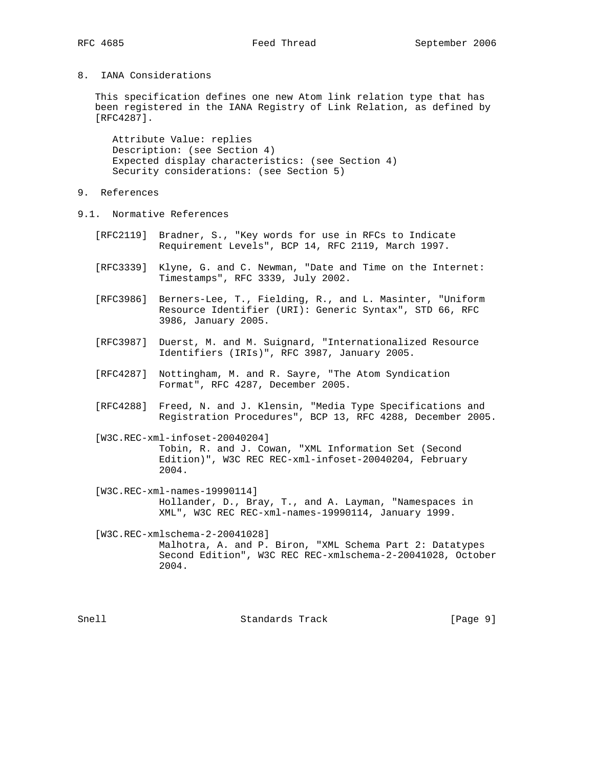## 8. IANA Considerations

This specification defines one new Atom link relation type that has been registered in the IANA Registry of Link Relation, as defined by [RFC4287].

Attribute Value: replies
Description: (see Section 4)
Expected display characteristics: (see Section 4)
Security considerations: (see Section 5)

## 9. References

### 9.1. Normative References

[RFC2119] Bradner, S., "Key words for use in RFCs to Indicate Requirement Levels", BCP 14, RFC 2119, March 1997.

[RFC3339] Klyne, G. and C. Newman, "Date and Time on the Internet: Timestamps", RFC 3339, July 2002.

[RFC3986] Berners-Lee, T., Fielding, R., and L. Masinter, "Uniform Resource Identifier (URI): Generic Syntax", STD 66, RFC 3986, January 2005.

[RFC3987] Duerst, M. and M. Suignard, "Internationalized Resource Identifiers (IRIs)", RFC 3987, January 2005.

[RFC4287] Nottingham, M. and R. Sayre, "The Atom Syndication Format", RFC 4287, December 2005.

[RFC4288] Freed, N. and J. Klensin, "Media Type Specifications and Registration Procedures", BCP 13, RFC 4288, December 2005.

[W3C.REC-xml-infoset-20040204]
Tobin, R. and J. Cowan, "XML Information Set (Second Edition)", W3C REC REC-xml-infoset-20040204, February 2004.

[W3C.REC-xml-names-19990114]
Hollander, D., Bray, T., and A. Layman, "Namespaces in XML", W3C REC REC-xml-names-19990114, January 1999.

[W3C.REC-xmlschema-2-20041028]
Malhotra, A. and P. Biron, "XML Schema Part 2: Datatypes Second Edition", W3C REC REC-xmlschema-2-20041028, October 2004.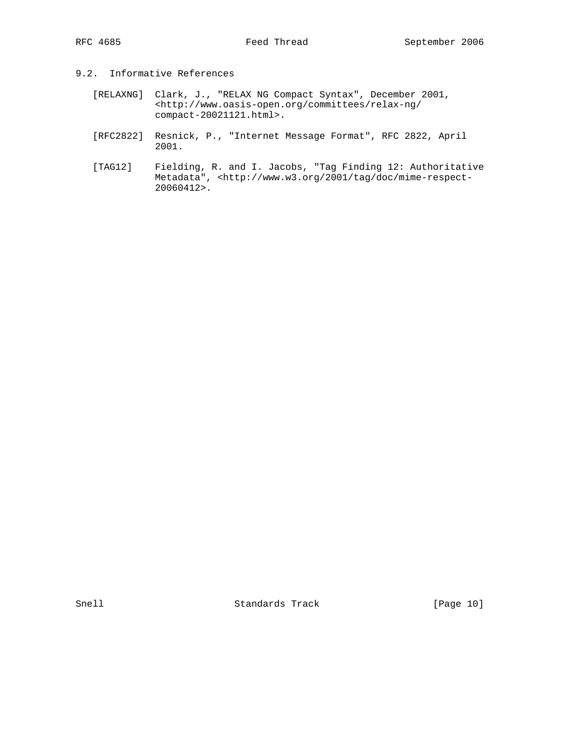## 9.2. Informative References

[RELAXNG] Clark, J., "RELAX NG Compact Syntax", December 2001, <http://www.oasis-open.org/committees/relax-ng/compact-20021121.html>.

[RFC2822] Resnick, P., "Internet Message Format", RFC 2822, April 2001.

[TAG12] Fielding, R. and I. Jacobs, "Tag Finding 12: Authoritative Metadata", <http://www.w3.org/2001/tag/doc/mime-respect-20060412>.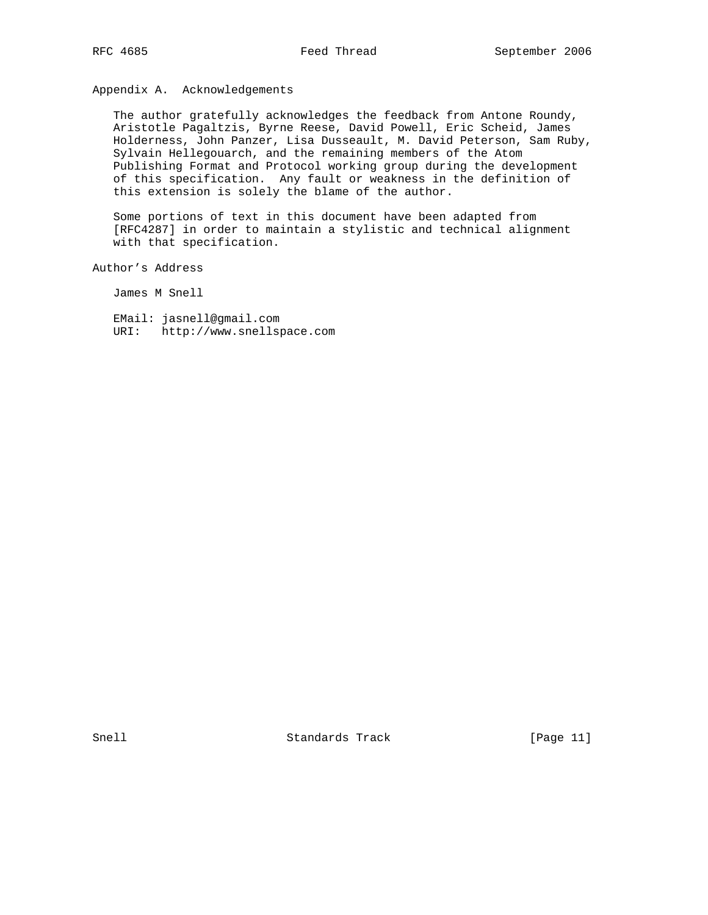## Appendix A.  Acknowledgements

The author gratefully acknowledges the feedback from Antone Roundy, Aristotle Pagaltzis, Byrne Reese, David Powell, Eric Scheid, James Holderness, John Panzer, Lisa Dusseault, M. David Peterson, Sam Ruby, Sylvain Hellegouarch, and the remaining members of the Atom Publishing Format and Protocol working group during the development of this specification.  Any fault or weakness in the definition of this extension is solely the blame of the author.

Some portions of text in this document have been adapted from [RFC4287] in order to maintain a stylistic and technical alignment with that specification.

## Author's Address

James M Snell

EMail: jasnell@gmail.com
URI:   http://www.snellspace.com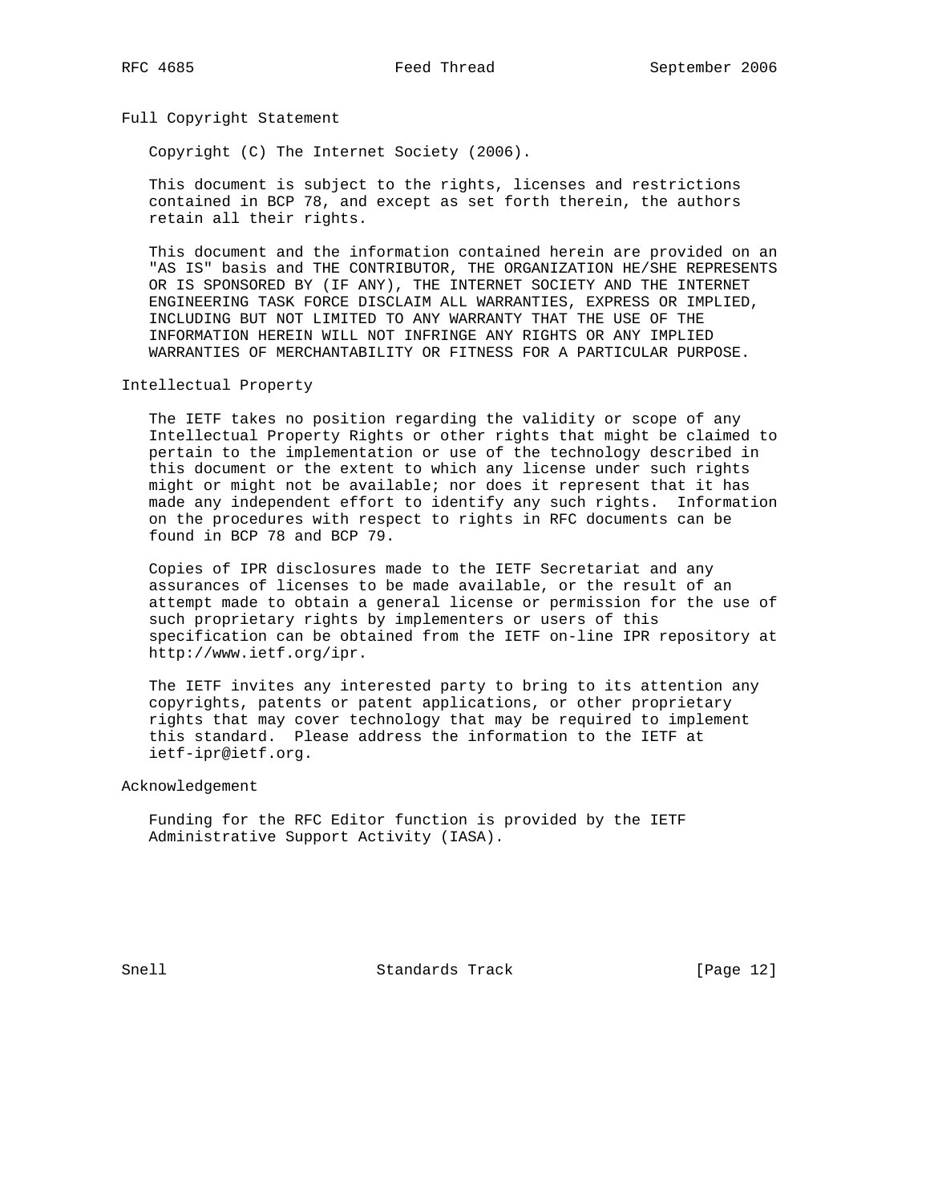## Full Copyright Statement

Copyright (C) The Internet Society (2006).

This document is subject to the rights, licenses and restrictions contained in BCP 78, and except as set forth therein, the authors retain all their rights.

This document and the information contained herein are provided on an "AS IS" basis and THE CONTRIBUTOR, THE ORGANIZATION HE/SHE REPRESENTS OR IS SPONSORED BY (IF ANY), THE INTERNET SOCIETY AND THE INTERNET ENGINEERING TASK FORCE DISCLAIM ALL WARRANTIES, EXPRESS OR IMPLIED, INCLUDING BUT NOT LIMITED TO ANY WARRANTY THAT THE USE OF THE INFORMATION HEREIN WILL NOT INFRINGE ANY RIGHTS OR ANY IMPLIED WARRANTIES OF MERCHANTABILITY OR FITNESS FOR A PARTICULAR PURPOSE.

## Intellectual Property

The IETF takes no position regarding the validity or scope of any Intellectual Property Rights or other rights that might be claimed to pertain to the implementation or use of the technology described in this document or the extent to which any license under such rights might or might not be available; nor does it represent that it has made any independent effort to identify any such rights. Information on the procedures with respect to rights in RFC documents can be found in BCP 78 and BCP 79.

Copies of IPR disclosures made to the IETF Secretariat and any assurances of licenses to be made available, or the result of an attempt made to obtain a general license or permission for the use of such proprietary rights by implementers or users of this specification can be obtained from the IETF on-line IPR repository at http://www.ietf.org/ipr.

The IETF invites any interested party to bring to its attention any copyrights, patents or patent applications, or other proprietary rights that may cover technology that may be required to implement this standard. Please address the information to the IETF at ietf-ipr@ietf.org.

## Acknowledgement

Funding for the RFC Editor function is provided by the IETF Administrative Support Activity (IASA).